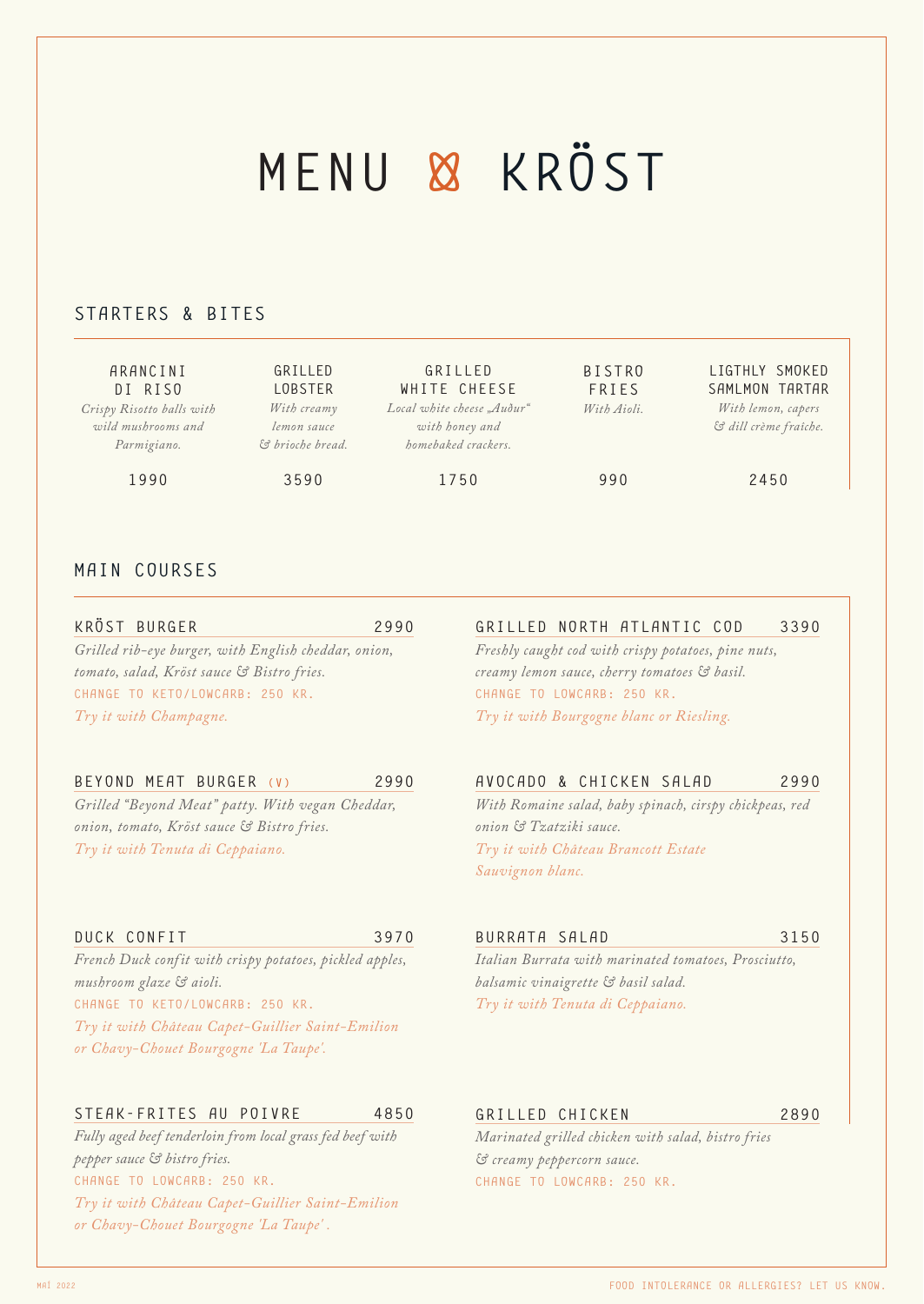# MENU & KRÖST

## STARTERS & BITES

**ARANCINI DI RISO**
*Crispy Risotto balls with wild mushrooms and Parmigiano.*
1990

**GRILLED LOBSTER**
*With creamy lemon sauce & brioche bread.*
3590

**GRILLED WHITE CHEESE**
*Local white cheese „Auður" with honey and homebaked crackers.*
1750

**BISTRO FRIES**
*With Aioli.*
990

**LIGTHLY SMOKED SAMLMON TARTAR**
*With lemon, capers & dill crème fraîche.*
2450

## MAIN COURSES

**KRÖST BURGER** — 2990
*Grilled rib-eye burger, with English cheddar, onion, tomato, salad, Kröst sauce & Bistro fries.*
CHANGE TO KETO/LOWCARB: 250 KR.
*Try it with Champagne.*

**BEYOND MEAT BURGER (V)** — 2990
*Grilled "Beyond Meat" patty. With vegan Cheddar, onion, tomato, Kröst sauce & Bistro fries.*
*Try it with Tenuta di Ceppaiano.*

**DUCK CONFIT** — 3970
*French Duck confit with crispy potatoes, pickled apples, mushroom glaze & aioli.*
CHANGE TO KETO/LOWCARB: 250 KR.
*Try it with Château Capet-Guillier Saint-Emilion or Chavy-Chouet Bourgogne 'La Taupe'.*

**STEAK-FRITES AU POIVRE** — 4850
*Fully aged beef tenderloin from local grass fed beef with pepper sauce & bistro fries.*
CHANGE TO LOWCARB: 250 KR.
*Try it with Château Capet-Guillier Saint-Emilion or Chavy-Chouet Bourgogne 'La Taupe'.*

**GRILLED NORTH ATLANTIC COD** — 3390
*Freshly caught cod with crispy potatoes, pine nuts, creamy lemon sauce, cherry tomatoes & basil.*
CHANGE TO LOWCARB: 250 KR.
*Try it with Bourgogne blanc or Riesling.*

**AVOCADO & CHICKEN SALAD** — 2990
*With Romaine salad, baby spinach, cirspy chickpeas, red onion & Tzatziki sauce.*
*Try it with Château Brancott Estate Sauvignon blanc.*

**BURRATA SALAD** — 3150
*Italian Burrata with marinated tomatoes, Prosciutto, balsamic vinaigrette & basil salad.*
*Try it with Tenuta di Ceppaiano.*

**GRILLED CHICKEN** — 2890
*Marinated grilled chicken with salad, bistro fries & creamy peppercorn sauce.*
CHANGE TO LOWCARB: 250 KR.

MAÍ 2022

FOOD INTOLERANCE OR ALLERGIES? LET US KNOW.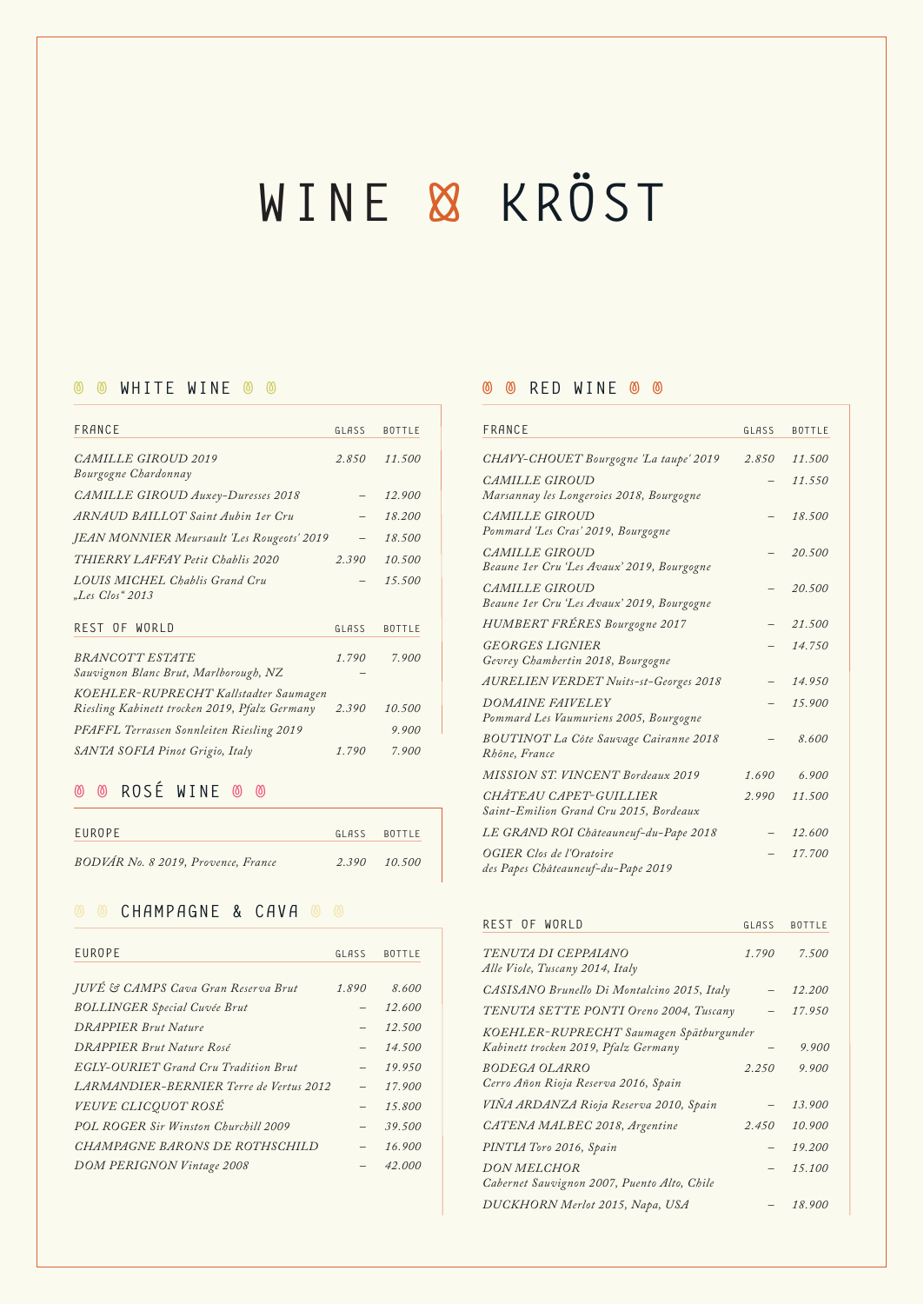# WINE & KRÖST

## WHITE WINE

| FRANCE | GLASS | BOTTLE |
|---|---|---|
| *CAMILLE GIROUD 2019 Bourgogne Chardonnay* | *2.850* | *11.500* |
| *CAMILLE GIROUD Auxey-Duresses 2018* | – | *12.900* |
| *ARNAUD BAILLOT Saint Aubin 1er Cru* | – | *18.200* |
| *JEAN MONNIER Meursault 'Les Rougeots' 2019* | – | *18.500* |
| *THIERRY LAFFAY Petit Chablis 2020* | *2.390* | *10.500* |
| *LOUIS MICHEL Chablis Grand Cru „Les Clos" 2013* | – | *15.500* |

| REST OF WORLD | GLASS | BOTTLE |
|---|---|---|
| *BRANCOTT ESTATE Sauvignon Blanc Brut, Marlborough, NZ* | *1.790* | *7.900* – |
| *KOEHLER-RUPRECHT Kallstadter Saumagen Riesling Kabinett trocken 2019, Pfalz Germany* | *2.390* | *10.500* |
| *PFAFFL Terrassen Sonnleiten Riesling 2019* | | *9.900* |
| *SANTA SOFIA Pinot Grigio, Italy* | *1.790* | *7.900* |

## ROSÉ WINE

| EUROPE | GLASS | BOTTLE |
|---|---|---|
| *BODVÁR No. 8 2019, Provence, France* | *2.390* | *10.500* |

## CHAMPAGNE & CAVA

| EUROPE | GLASS | BOTTLE |
|---|---|---|
| *JUVÉ & CAMPS Cava Gran Reserva Brut* | *1.890* | *8.600* |
| *BOLLINGER Special Cuvée Brut* | – | *12.600* |
| *DRAPPIER Brut Nature* | – | *12.500* |
| *DRAPPIER Brut Nature Rosé* | – | *14.500* |
| *EGLY-OURIET Grand Cru Tradition Brut* | – | *19.950* |
| *LARMANDIER-BERNIER Terre de Vertus 2012* | – | *17.900* |
| *VEUVE CLICQUOT ROSÉ* | – | *15.800* |
| *POL ROGER Sir Winston Churchill 2009* | – | *39.500* |
| *CHAMPAGNE BARONS DE ROTHSCHILD* | – | *16.900* |
| *DOM PERIGNON Vintage 2008* | – | *42.000* |

## RED WINE

| FRANCE | GLASS | BOTTLE |
|---|---|---|
| *CHAVY-CHOUET Bourgogne 'La taupe' 2019* | *2.850* | *11.500* |
| *CAMILLE GIROUD Marsannay les Longeroies 2018, Bourgogne* | – | *11.550* |
| *CAMILLE GIROUD Pommard 'Les Cras' 2019, Bourgogne* | – | *18.500* |
| *CAMILLE GIROUD Beaune 1er Cru 'Les Avaux' 2019, Bourgogne* | – | *20.500* |
| *CAMILLE GIROUD Beaune 1er Cru 'Les Avaux' 2019, Bourgogne* | – | *20.500* |
| *HUMBERT FRÉRES Bourgogne 2017* | – | *21.500* |
| *GEORGES LIGNIER Gevrey Chambertin 2018, Bourgogne* | – | *14.750* |
| *AURELIEN VERDET Nuits-st-Georges 2018* | – | *14.950* |
| *DOMAINE FAIVELEY Pommard Les Vaumuriens 2005, Bourgogne* | – | *15.900* |
| *BOUTINOT La Côte Sauvage Cairanne 2018 Rhône, France* | – | *8.600* |
| *MISSION ST. VINCENT Bordeaux 2019* | *1.690* | *6.900* |
| *CHÂTEAU CAPET-GUILLIER Saint-Emilion Grand Cru 2015, Bordeaux* | *2.990* | *11.500* |
| *LE GRAND ROI Châteauneuf-du-Pape 2018* | – | *12.600* |
| *OGIER Clos de l'Oratoire des Papes Châteauneuf-du-Pape 2019* | – | *17.700* |

| REST OF WORLD | GLASS | BOTTLE |
|---|---|---|
| *TENUTA DI CEPPAIANO Alle Viole, Tuscany 2014, Italy* | *1.790* | *7.500* |
| *CASISANO Brunello Di Montalcino 2015, Italy* | – | *12.200* |
| *TENUTA SETTE PONTI Oreno 2004, Tuscany* | – | *17.950* |
| *KOEHLER-RUPRECHT Saumagen Spätburgunder Kabinett trocken 2019, Pfalz Germany* | – | *9.900* |
| *BODEGA OLARRO Cerro Añon Rioja Reserva 2016, Spain* | *2.250* | *9.900* |
| *VIÑA ARDANZA Rioja Reserva 2010, Spain* | – | *13.900* |
| *CATENA MALBEC 2018, Argentine* | *2.450* | *10.900* |
| *PINTIA Toro 2016, Spain* | – | *19.200* |
| *DON MELCHOR Cabernet Sauvignon 2007, Puento Alto, Chile* | – | *15.100* |
| *DUCKHORN Merlot 2015, Napa, USA* | – | *18.900* |